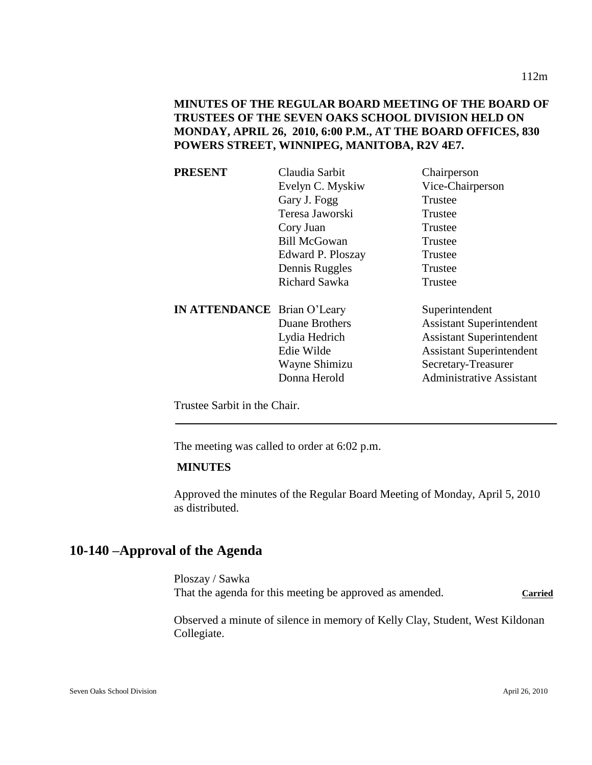**MINUTES OF THE REGULAR BOARD MEETING OF THE BOARD OF TRUSTEES OF THE SEVEN OAKS SCHOOL DIVISION HELD ON MONDAY, APRIL 26, 2010, 6:00 P.M., AT THE BOARD OFFICES, 830 POWERS STREET, WINNIPEG, MANITOBA, R2V 4E7.**

| | | |
|---|---|---|
| **PRESENT** | Claudia Sarbit | Chairperson |
| | Evelyn C. Myskiw | Vice-Chairperson |
| | Gary J. Fogg | Trustee |
| | Teresa Jaworski | Trustee |
| | Cory Juan | Trustee |
| | Bill McGowan | Trustee |
| | Edward P. Ploszay | Trustee |
| | Dennis Ruggles | Trustee |
| | Richard Sawka | Trustee |
| **IN ATTENDANCE** | Brian O'Leary | Superintendent |
| | Duane Brothers | Assistant Superintendent |
| | Lydia Hedrich | Assistant Superintendent |
| | Edie Wilde | Assistant Superintendent |
| | Wayne Shimizu | Secretary-Treasurer |
| | Donna Herold | Administrative Assistant |

Trustee Sarbit in the Chair.

---

The meeting was called to order at 6:02 p.m.

**MINUTES**

Approved the minutes of the Regular Board Meeting of Monday, April 5, 2010 as distributed.

## 10-140 –Approval of the Agenda

Ploszay / Sawka
That the agenda for this meeting be approved as amended. **Carried**

Observed a minute of silence in memory of Kelly Clay, Student, West Kildonan Collegiate.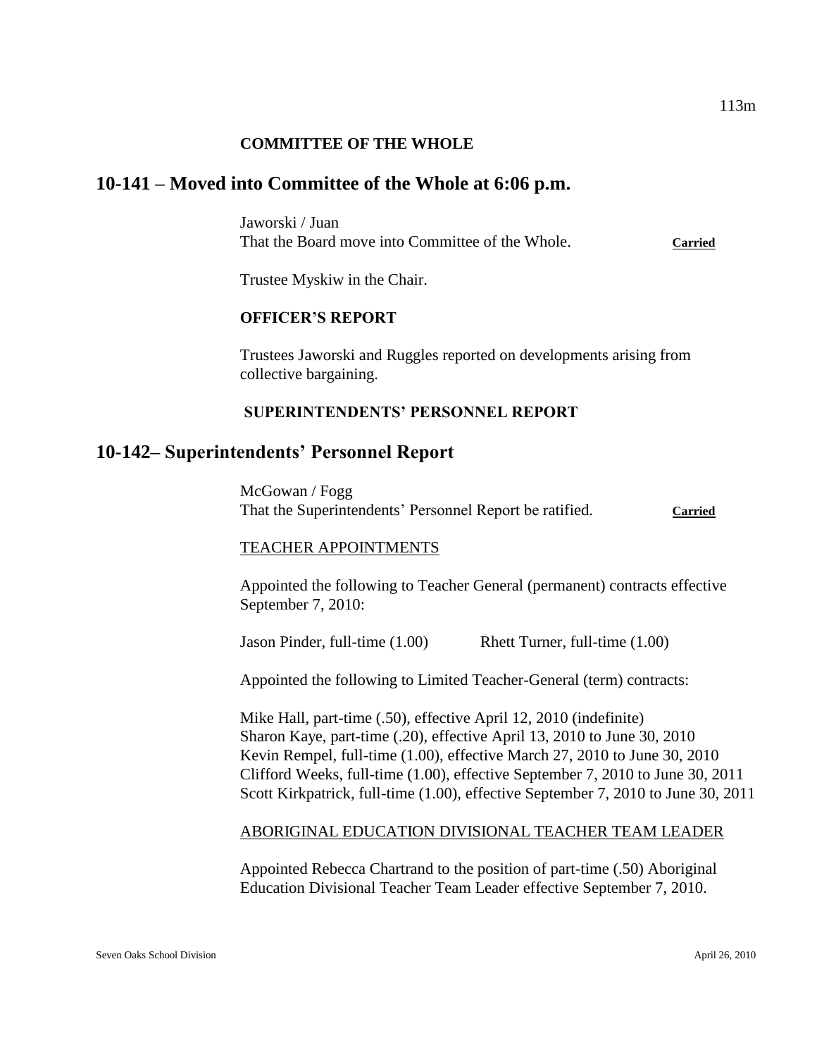**COMMITTEE OF THE WHOLE**

## 10-141 – Moved into Committee of the Whole at 6:06 p.m.

Jaworski / Juan
That the Board move into Committee of the Whole. **Carried**

Trustee Myskiw in the Chair.

**OFFICER'S REPORT**

Trustees Jaworski and Ruggles reported on developments arising from collective bargaining.

**SUPERINTENDENTS' PERSONNEL REPORT**

## 10-142– Superintendents' Personnel Report

McGowan / Fogg
That the Superintendents' Personnel Report be ratified. **Carried**

TEACHER APPOINTMENTS

Appointed the following to Teacher General (permanent) contracts effective September 7, 2010:

Jason Pinder, full-time (1.00) Rhett Turner, full-time (1.00)

Appointed the following to Limited Teacher-General (term) contracts:

Mike Hall, part-time (.50), effective April 12, 2010 (indefinite)
Sharon Kaye, part-time (.20), effective April 13, 2010 to June 30, 2010
Kevin Rempel, full-time (1.00), effective March 27, 2010 to June 30, 2010
Clifford Weeks, full-time (1.00), effective September 7, 2010 to June 30, 2011
Scott Kirkpatrick, full-time (1.00), effective September 7, 2010 to June 30, 2011

ABORIGINAL EDUCATION DIVISIONAL TEACHER TEAM LEADER

Appointed Rebecca Chartrand to the position of part-time (.50) Aboriginal Education Divisional Teacher Team Leader effective September 7, 2010.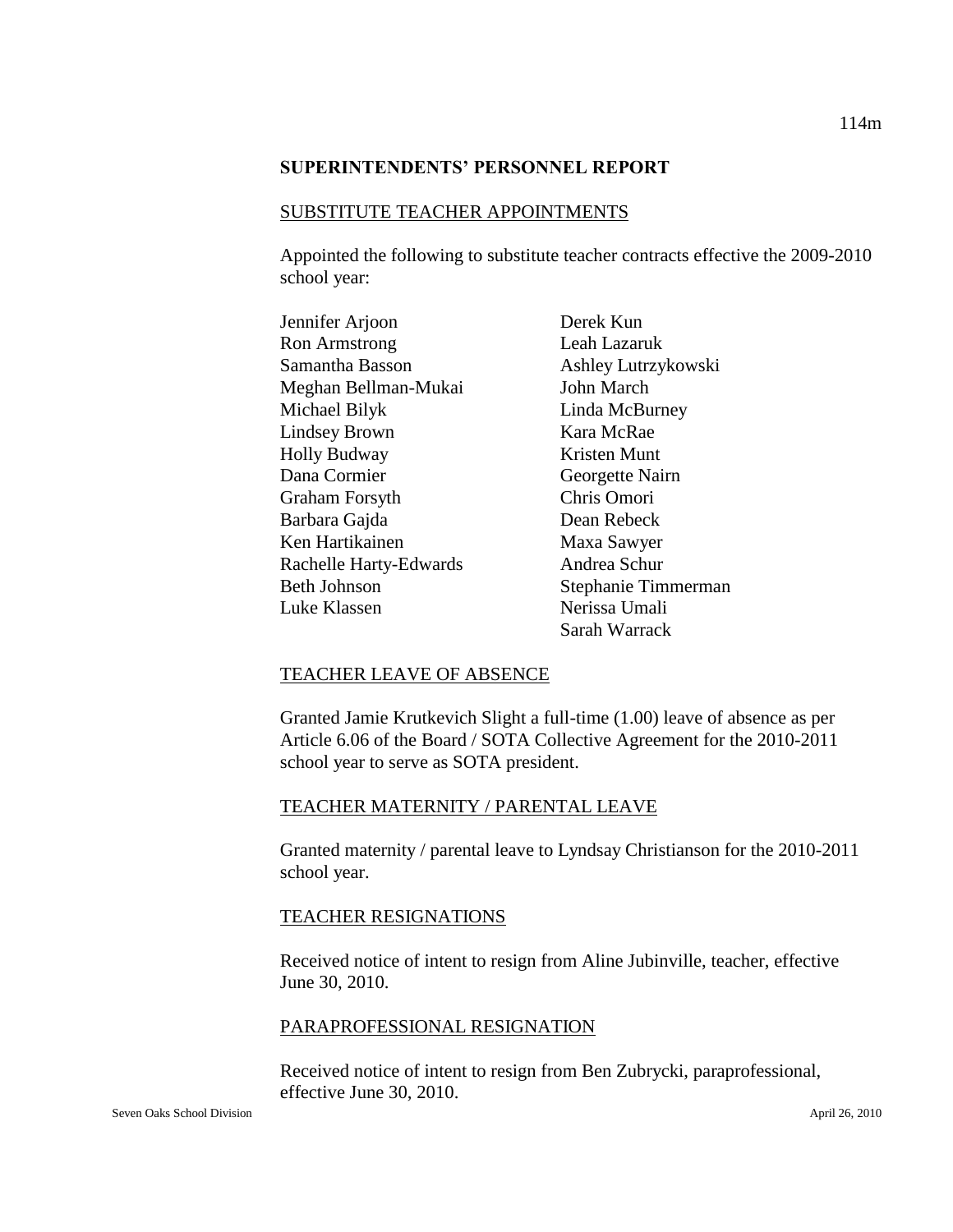## SUPERINTENDENTS' PERSONNEL REPORT

### SUBSTITUTE TEACHER APPOINTMENTS

Appointed the following to substitute teacher contracts effective the 2009-2010 school year:

Jennifer Arjoon
Ron Armstrong
Samantha Basson
Meghan Bellman-Mukai
Michael Bilyk
Lindsey Brown
Holly Budway
Dana Cormier
Graham Forsyth
Barbara Gajda
Ken Hartikainen
Rachelle Harty-Edwards
Beth Johnson
Luke Klassen
Derek Kun
Leah Lazaruk
Ashley Lutrzykowski
John March
Linda McBurney
Kara McRae
Kristen Munt
Georgette Nairn
Chris Omori
Dean Rebeck
Maxa Sawyer
Andrea Schur
Stephanie Timmerman
Nerissa Umali
Sarah Warrack

### TEACHER LEAVE OF ABSENCE

Granted Jamie Krutkevich Slight a full-time (1.00) leave of absence as per Article 6.06 of the Board / SOTA Collective Agreement for the 2010-2011 school year to serve as SOTA president.

### TEACHER MATERNITY / PARENTAL LEAVE

Granted maternity / parental leave to Lyndsay Christianson for the 2010-2011 school year.

### TEACHER RESIGNATIONS

Received notice of intent to resign from Aline Jubinville, teacher, effective June 30, 2010.

### PARAPROFESSIONAL RESIGNATION

Received notice of intent to resign from Ben Zubrycki, paraprofessional, effective June 30, 2010.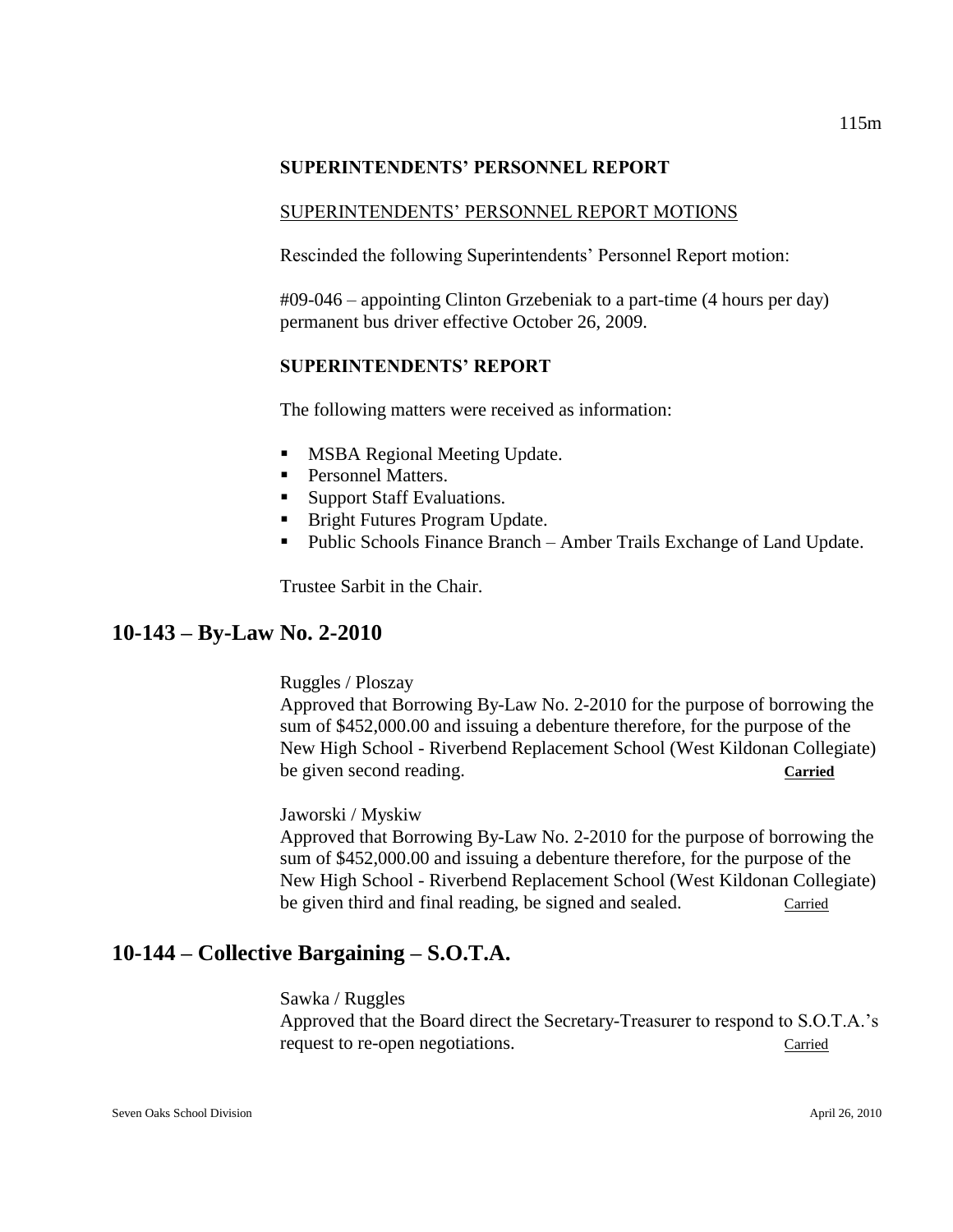**SUPERINTENDENTS' PERSONNEL REPORT**

SUPERINTENDENTS' PERSONNEL REPORT MOTIONS

Rescinded the following Superintendents' Personnel Report motion:

#09-046 – appointing Clinton Grzebeniak to a part-time (4 hours per day) permanent bus driver effective October 26, 2009.

**SUPERINTENDENTS' REPORT**

The following matters were received as information:

- MSBA Regional Meeting Update.
- Personnel Matters.
- Support Staff Evaluations.
- Bright Futures Program Update.
- Public Schools Finance Branch – Amber Trails Exchange of Land Update.

Trustee Sarbit in the Chair.

## 10-143 – By-Law No. 2-2010

Ruggles / Ploszay
Approved that Borrowing By-Law No. 2-2010 for the purpose of borrowing the sum of $452,000.00 and issuing a debenture therefore, for the purpose of the New High School - Riverbend Replacement School (West Kildonan Collegiate) be given second reading. **Carried**

Jaworski / Myskiw
Approved that Borrowing By-Law No. 2-2010 for the purpose of borrowing the sum of $452,000.00 and issuing a debenture therefore, for the purpose of the New High School - Riverbend Replacement School (West Kildonan Collegiate) be given third and final reading, be signed and sealed. Carried

## 10-144 – Collective Bargaining – S.O.T.A.

Sawka / Ruggles
Approved that the Board direct the Secretary-Treasurer to respond to S.O.T.A.'s request to re-open negotiations. Carried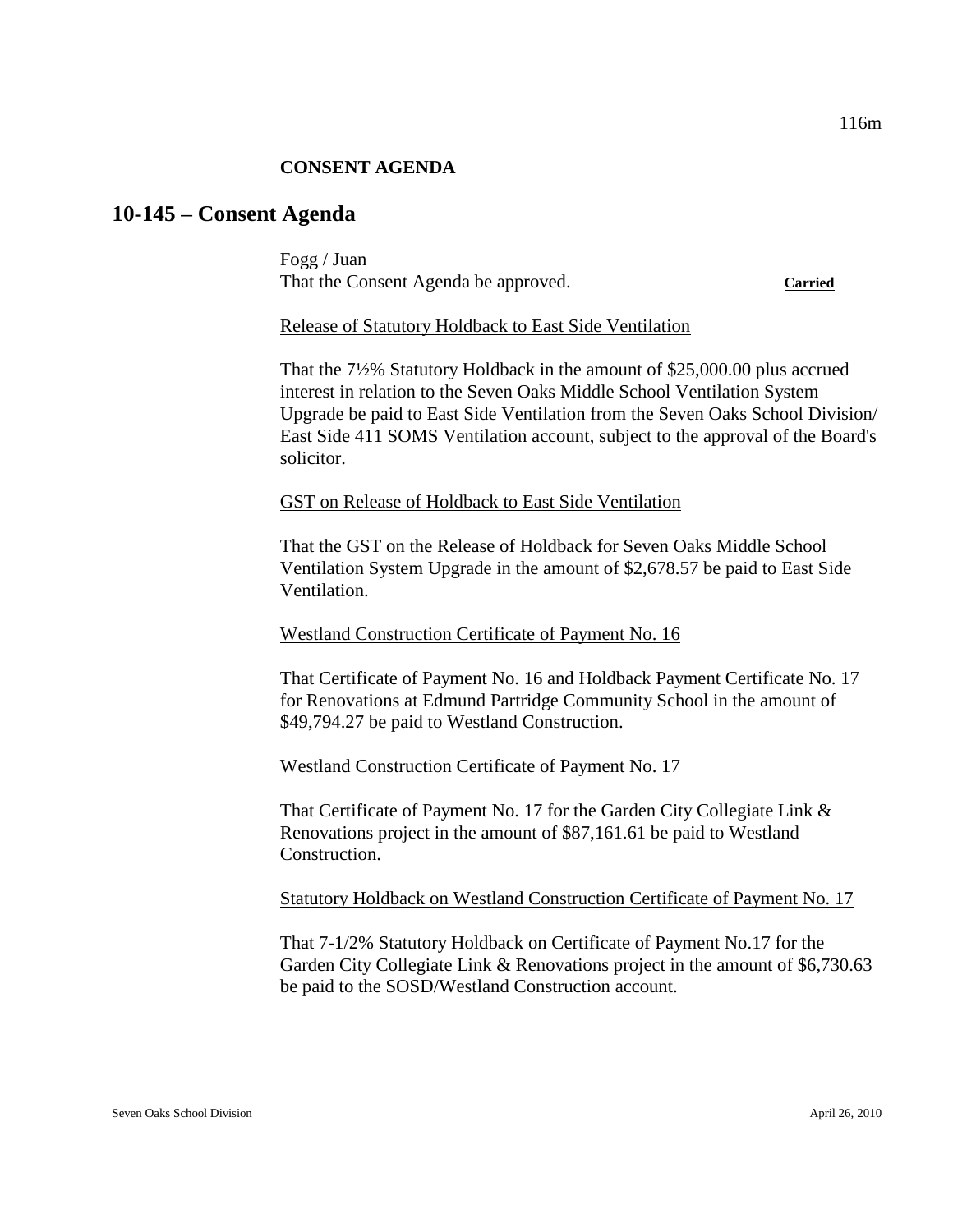**CONSENT AGENDA**

## 10-145 – Consent Agenda

Fogg / Juan
That the Consent Agenda be approved. **Carried**

Release of Statutory Holdback to East Side Ventilation

That the 7½% Statutory Holdback in the amount of $25,000.00 plus accrued interest in relation to the Seven Oaks Middle School Ventilation System Upgrade be paid to East Side Ventilation from the Seven Oaks School Division/ East Side 411 SOMS Ventilation account, subject to the approval of the Board's solicitor.

GST on Release of Holdback to East Side Ventilation

That the GST on the Release of Holdback for Seven Oaks Middle School Ventilation System Upgrade in the amount of $2,678.57 be paid to East Side Ventilation.

Westland Construction Certificate of Payment No. 16

That Certificate of Payment No. 16 and Holdback Payment Certificate No. 17 for Renovations at Edmund Partridge Community School in the amount of $49,794.27 be paid to Westland Construction.

Westland Construction Certificate of Payment No. 17

That Certificate of Payment No. 17 for the Garden City Collegiate Link & Renovations project in the amount of $87,161.61 be paid to Westland Construction.

Statutory Holdback on Westland Construction Certificate of Payment No. 17

That 7-1/2% Statutory Holdback on Certificate of Payment No.17 for the Garden City Collegiate Link & Renovations project in the amount of $6,730.63 be paid to the SOSD/Westland Construction account.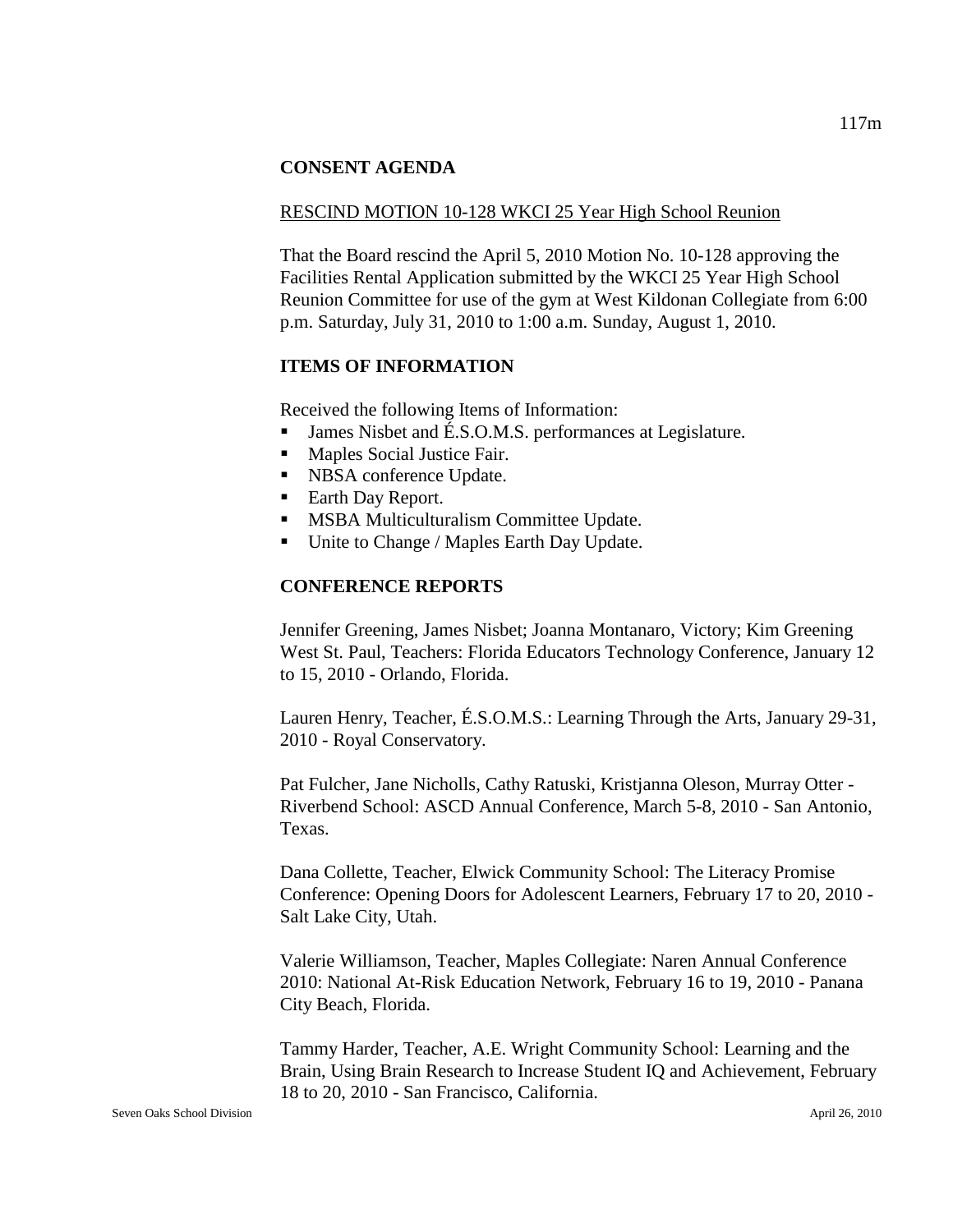## CONSENT AGENDA

<u>RESCIND MOTION 10-128 WKCI 25 Year High School Reunion</u>

That the Board rescind the April 5, 2010 Motion No. 10-128 approving the Facilities Rental Application submitted by the WKCI 25 Year High School Reunion Committee for use of the gym at West Kildonan Collegiate from 6:00 p.m. Saturday, July 31, 2010 to 1:00 a.m. Sunday, August 1, 2010.

## ITEMS OF INFORMATION

Received the following Items of Information:

- James Nisbet and É.S.O.M.S. performances at Legislature.
- Maples Social Justice Fair.
- NBSA conference Update.
- Earth Day Report.
- MSBA Multiculturalism Committee Update.
- Unite to Change / Maples Earth Day Update.

## CONFERENCE REPORTS

Jennifer Greening, James Nisbet; Joanna Montanaro, Victory; Kim Greening West St. Paul, Teachers: Florida Educators Technology Conference, January 12 to 15, 2010 - Orlando, Florida.

Lauren Henry, Teacher, É.S.O.M.S.: Learning Through the Arts, January 29-31, 2010 - Royal Conservatory.

Pat Fulcher, Jane Nicholls, Cathy Ratuski, Kristjanna Oleson, Murray Otter - Riverbend School: ASCD Annual Conference, March 5-8, 2010 - San Antonio, Texas.

Dana Collette, Teacher, Elwick Community School: The Literacy Promise Conference: Opening Doors for Adolescent Learners, February 17 to 20, 2010 - Salt Lake City, Utah.

Valerie Williamson, Teacher, Maples Collegiate: Naren Annual Conference 2010: National At-Risk Education Network, February 16 to 19, 2010 - Panana City Beach, Florida.

Tammy Harder, Teacher, A.E. Wright Community School: Learning and the Brain, Using Brain Research to Increase Student IQ and Achievement, February 18 to 20, 2010 - San Francisco, California.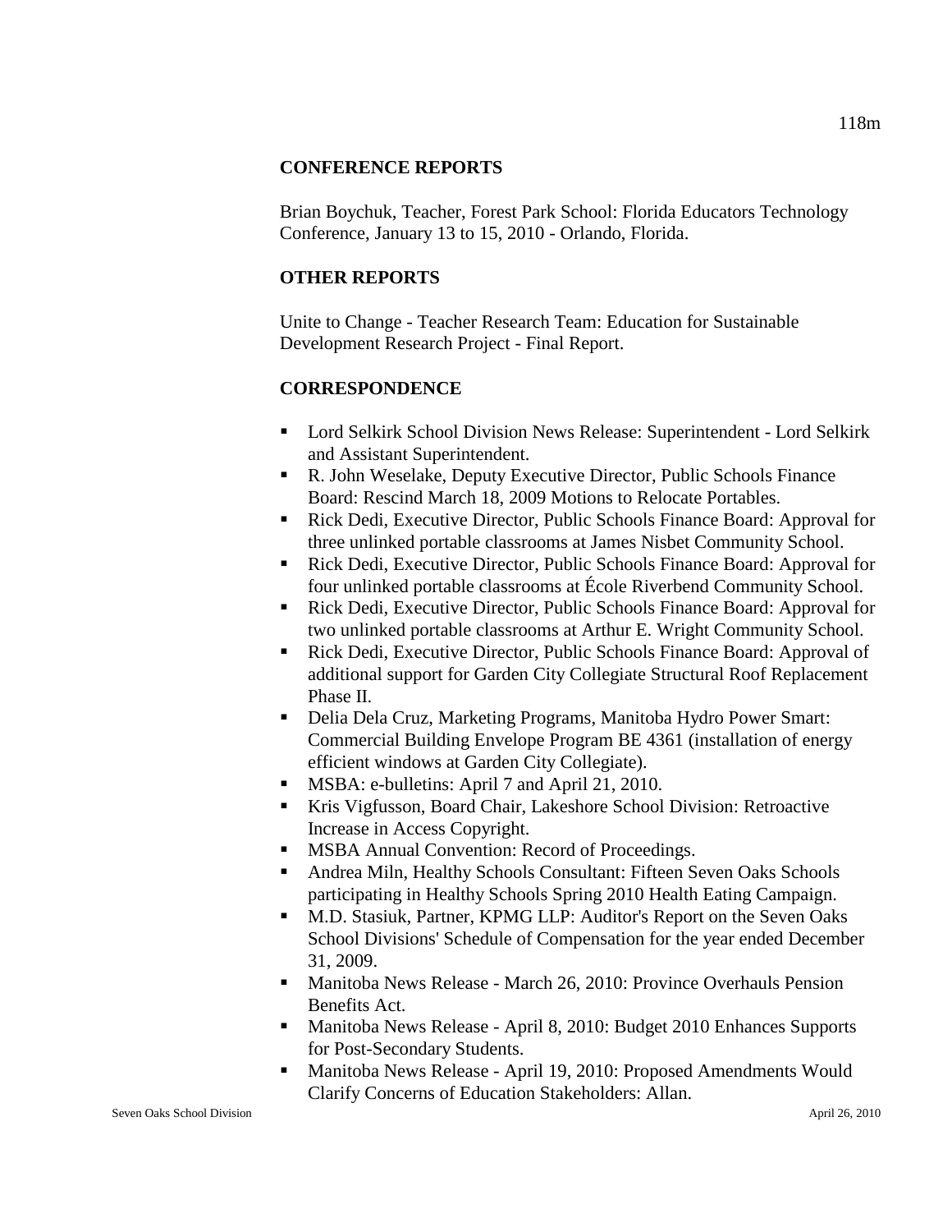## CONFERENCE REPORTS

Brian Boychuk, Teacher, Forest Park School: Florida Educators Technology Conference, January 13 to 15, 2010 - Orlando, Florida.

## OTHER REPORTS

Unite to Change - Teacher Research Team: Education for Sustainable Development Research Project - Final Report.

## CORRESPONDENCE

- Lord Selkirk School Division News Release: Superintendent - Lord Selkirk and Assistant Superintendent.
- R. John Weselake, Deputy Executive Director, Public Schools Finance Board: Rescind March 18, 2009 Motions to Relocate Portables.
- Rick Dedi, Executive Director, Public Schools Finance Board: Approval for three unlinked portable classrooms at James Nisbet Community School.
- Rick Dedi, Executive Director, Public Schools Finance Board: Approval for four unlinked portable classrooms at École Riverbend Community School.
- Rick Dedi, Executive Director, Public Schools Finance Board: Approval for two unlinked portable classrooms at Arthur E. Wright Community School.
- Rick Dedi, Executive Director, Public Schools Finance Board: Approval of additional support for Garden City Collegiate Structural Roof Replacement Phase II.
- Delia Dela Cruz, Marketing Programs, Manitoba Hydro Power Smart: Commercial Building Envelope Program BE 4361 (installation of energy efficient windows at Garden City Collegiate).
- MSBA: e-bulletins: April 7 and April 21, 2010.
- Kris Vigfusson, Board Chair, Lakeshore School Division: Retroactive Increase in Access Copyright.
- MSBA Annual Convention: Record of Proceedings.
- Andrea Miln, Healthy Schools Consultant: Fifteen Seven Oaks Schools participating in Healthy Schools Spring 2010 Health Eating Campaign.
- M.D. Stasiuk, Partner, KPMG LLP: Auditor's Report on the Seven Oaks School Divisions' Schedule of Compensation for the year ended December 31, 2009.
- Manitoba News Release - March 26, 2010: Province Overhauls Pension Benefits Act.
- Manitoba News Release - April 8, 2010: Budget 2010 Enhances Supports for Post-Secondary Students.
- Manitoba News Release - April 19, 2010: Proposed Amendments Would Clarify Concerns of Education Stakeholders: Allan.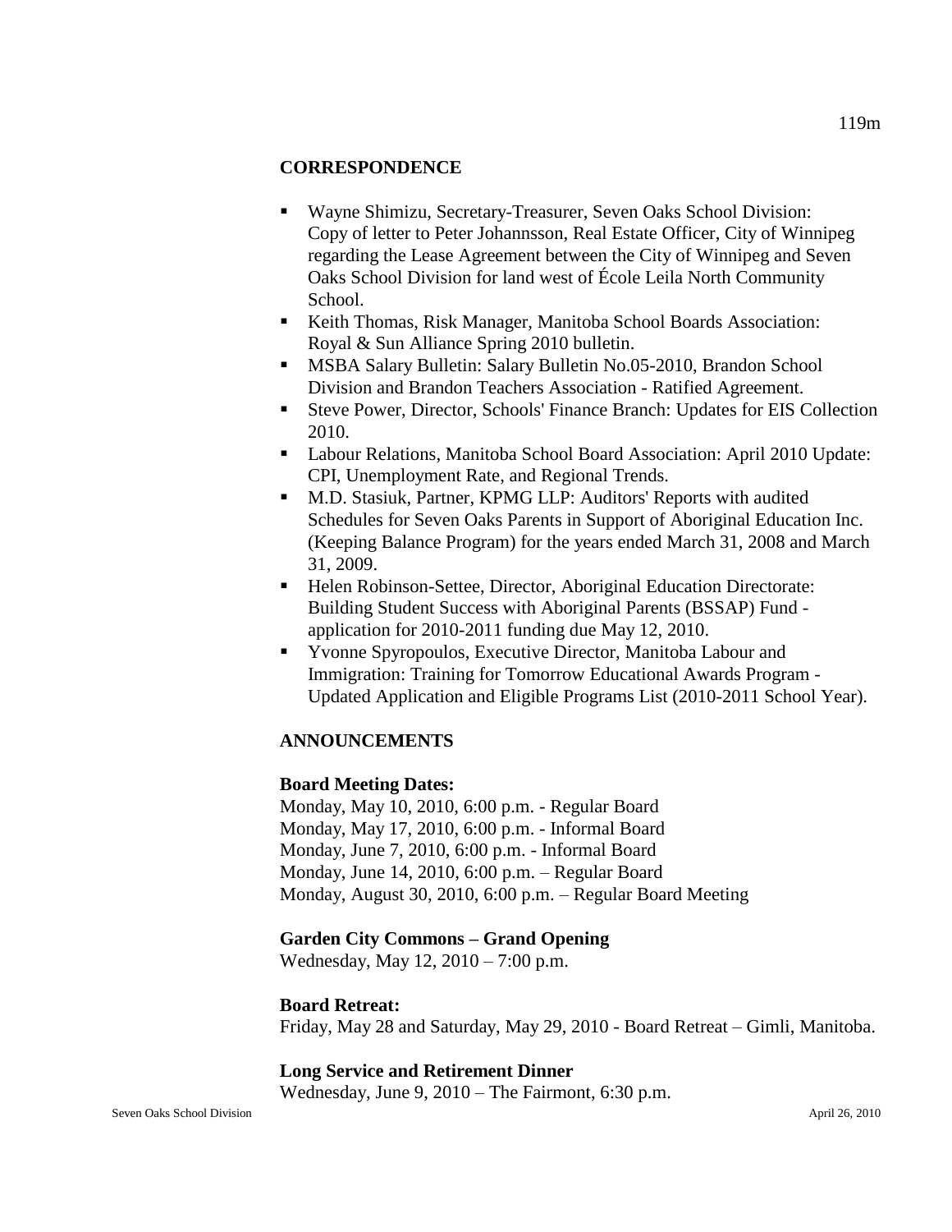## CORRESPONDENCE

- Wayne Shimizu, Secretary-Treasurer, Seven Oaks School Division: Copy of letter to Peter Johannsson, Real Estate Officer, City of Winnipeg regarding the Lease Agreement between the City of Winnipeg and Seven Oaks School Division for land west of École Leila North Community School.
- Keith Thomas, Risk Manager, Manitoba School Boards Association: Royal & Sun Alliance Spring 2010 bulletin.
- MSBA Salary Bulletin: Salary Bulletin No.05-2010, Brandon School Division and Brandon Teachers Association - Ratified Agreement.
- Steve Power, Director, Schools' Finance Branch: Updates for EIS Collection 2010.
- Labour Relations, Manitoba School Board Association: April 2010 Update: CPI, Unemployment Rate, and Regional Trends.
- M.D. Stasiuk, Partner, KPMG LLP: Auditors' Reports with audited Schedules for Seven Oaks Parents in Support of Aboriginal Education Inc. (Keeping Balance Program) for the years ended March 31, 2008 and March 31, 2009.
- Helen Robinson-Settee, Director, Aboriginal Education Directorate: Building Student Success with Aboriginal Parents (BSSAP) Fund - application for 2010-2011 funding due May 12, 2010.
- Yvonne Spyropoulos, Executive Director, Manitoba Labour and Immigration: Training for Tomorrow Educational Awards Program - Updated Application and Eligible Programs List (2010-2011 School Year).

## ANNOUNCEMENTS

**Board Meeting Dates:**

Monday, May 10, 2010, 6:00 p.m. - Regular Board
Monday, May 17, 2010, 6:00 p.m. - Informal Board
Monday, June 7, 2010, 6:00 p.m. - Informal Board
Monday, June 14, 2010, 6:00 p.m. – Regular Board
Monday, August 30, 2010, 6:00 p.m. – Regular Board Meeting

**Garden City Commons – Grand Opening**

Wednesday, May 12, 2010 – 7:00 p.m.

**Board Retreat:**

Friday, May 28 and Saturday, May 29, 2010 - Board Retreat – Gimli, Manitoba.

**Long Service and Retirement Dinner**

Wednesday, June 9, 2010 – The Fairmont, 6:30 p.m.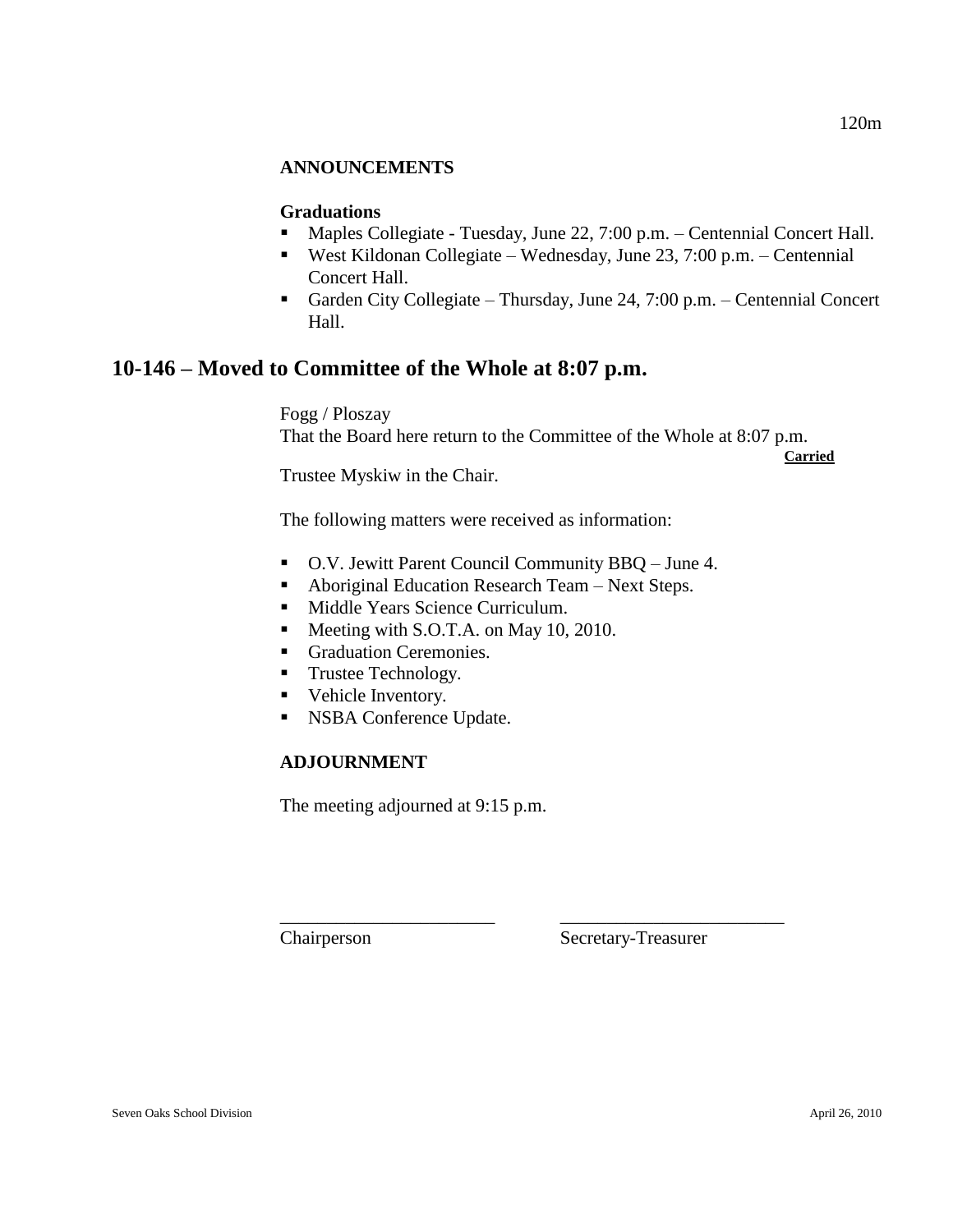**ANNOUNCEMENTS**

**Graduations**

- Maples Collegiate - Tuesday, June 22, 7:00 p.m. – Centennial Concert Hall.
- West Kildonan Collegiate – Wednesday, June 23, 7:00 p.m. – Centennial Concert Hall.
- Garden City Collegiate – Thursday, June 24, 7:00 p.m. – Centennial Concert Hall.

## 10-146 – Moved to Committee of the Whole at 8:07 p.m.

Fogg / Ploszay
That the Board here return to the Committee of the Whole at 8:07 p.m.

**Carried**

Trustee Myskiw in the Chair.

The following matters were received as information:

- O.V. Jewitt Parent Council Community BBQ – June 4.
- Aboriginal Education Research Team – Next Steps.
- Middle Years Science Curriculum.
- Meeting with S.O.T.A. on May 10, 2010.
- Graduation Ceremonies.
- Trustee Technology.
- Vehicle Inventory.
- NSBA Conference Update.

**ADJOURNMENT**

The meeting adjourned at 9:15 p.m.

_______________________ _______________________
Chairperson Secretary-Treasurer